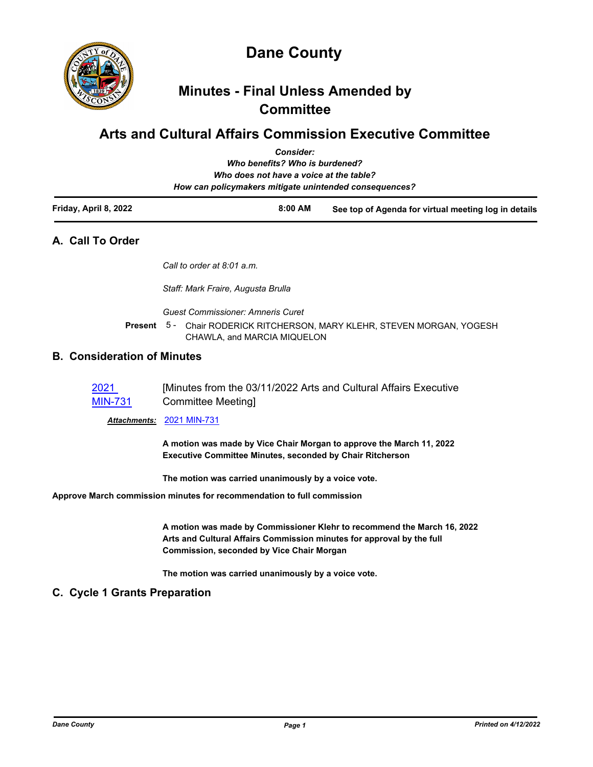# Dane County

## Minutes - Final Unless Amended by Committee

## Arts and Cultural Affairs Commission Executive Committee

*Consider:*
*Who benefits? Who is burdened?*
*Who does not have a voice at the table?*
*How can policymakers mitigate unintended consequences?*

| Friday, April 8, 2022 | 8:00 AM | See top of Agenda for virtual meeting log in details |
|---|---|---|

## A. Call To Order

*Call to order at 8:01 a.m.*

*Staff: Mark Fraire, Augusta Brulla*

*Guest Commissioner: Amneris Curet*

**Present** 5 - Chair RODERICK RITCHERSON, MARY KLEHR, STEVEN MORGAN, YOGESH CHAWLA, and MARCIA MIQUELON

## B. Consideration of Minutes

2021 MIN-731 [Minutes from the 03/11/2022 Arts and Cultural Affairs Executive Committee Meeting]

***Attachments:*** 2021 MIN-731

**A motion was made by Vice Chair Morgan to approve the March 11, 2022 Executive Committee Minutes, seconded by Chair Ritcherson**

**The motion was carried unanimously by a voice vote.**

**Approve March commission minutes for recommendation to full commission**

**A motion was made by Commissioner Klehr to recommend the March 16, 2022 Arts and Cultural Affairs Commission minutes for approval by the full Commission, seconded by Vice Chair Morgan**

**The motion was carried unanimously by a voice vote.**

## C. Cycle 1 Grants Preparation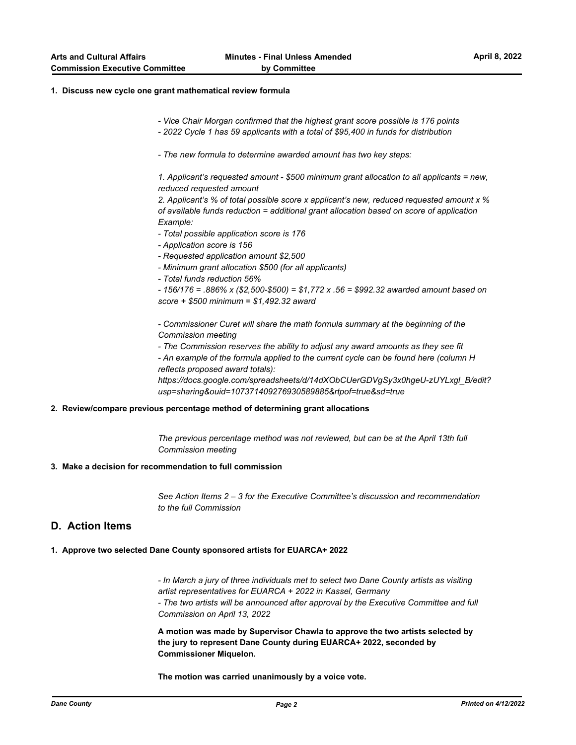**1. Discuss new cycle one grant mathematical review formula**

*- Vice Chair Morgan confirmed that the highest grant score possible is 176 points*
*- 2022 Cycle 1 has 59 applicants with a total of $95,400 in funds for distribution*

*- The new formula to determine awarded amount has two key steps:*

*1. Applicant's requested amount - $500 minimum grant allocation to all applicants = new, reduced requested amount*
*2. Applicant's % of total possible score x applicant's new, reduced requested amount x % of available funds reduction = additional grant allocation based on score of application*
*Example:*
*- Total possible application score is 176*
*- Application score is 156*
*- Requested application amount $2,500*
*- Minimum grant allocation $500 (for all applicants)*
*- Total funds reduction 56%*
*- 156/176 = .886% x ($2,500-$500) = $1,772 x .56 = $992.32 awarded amount based on score + $500 minimum = $1,492.32 award*

*- Commissioner Curet will share the math formula summary at the beginning of the Commission meeting*
*- The Commission reserves the ability to adjust any award amounts as they see fit*
*- An example of the formula applied to the current cycle can be found here (column H reflects proposed award totals):*
*https://docs.google.com/spreadsheets/d/14dXObCUerGDVgSy3x0hgeU-zUYLxgl_B/edit?usp=sharing&ouid=107371409276930589885&rtpof=true&sd=true*

**2. Review/compare previous percentage method of determining grant allocations**

*The previous percentage method was not reviewed, but can be at the April 13th full Commission meeting*

**3. Make a decision for recommendation to full commission**

*See Action Items 2 – 3 for the Executive Committee's discussion and recommendation to the full Commission*

## D. Action Items

**1. Approve two selected Dane County sponsored artists for EUARCA+ 2022**

*- In March a jury of three individuals met to select two Dane County artists as visiting artist representatives for EUARCA + 2022 in Kassel, Germany*
*- The two artists will be announced after approval by the Executive Committee and full Commission on April 13, 2022*

**A motion was made by Supervisor Chawla to approve the two artists selected by the jury to represent Dane County during EUARCA+ 2022, seconded by Commissioner Miquelon.**

**The motion was carried unanimously by a voice vote.**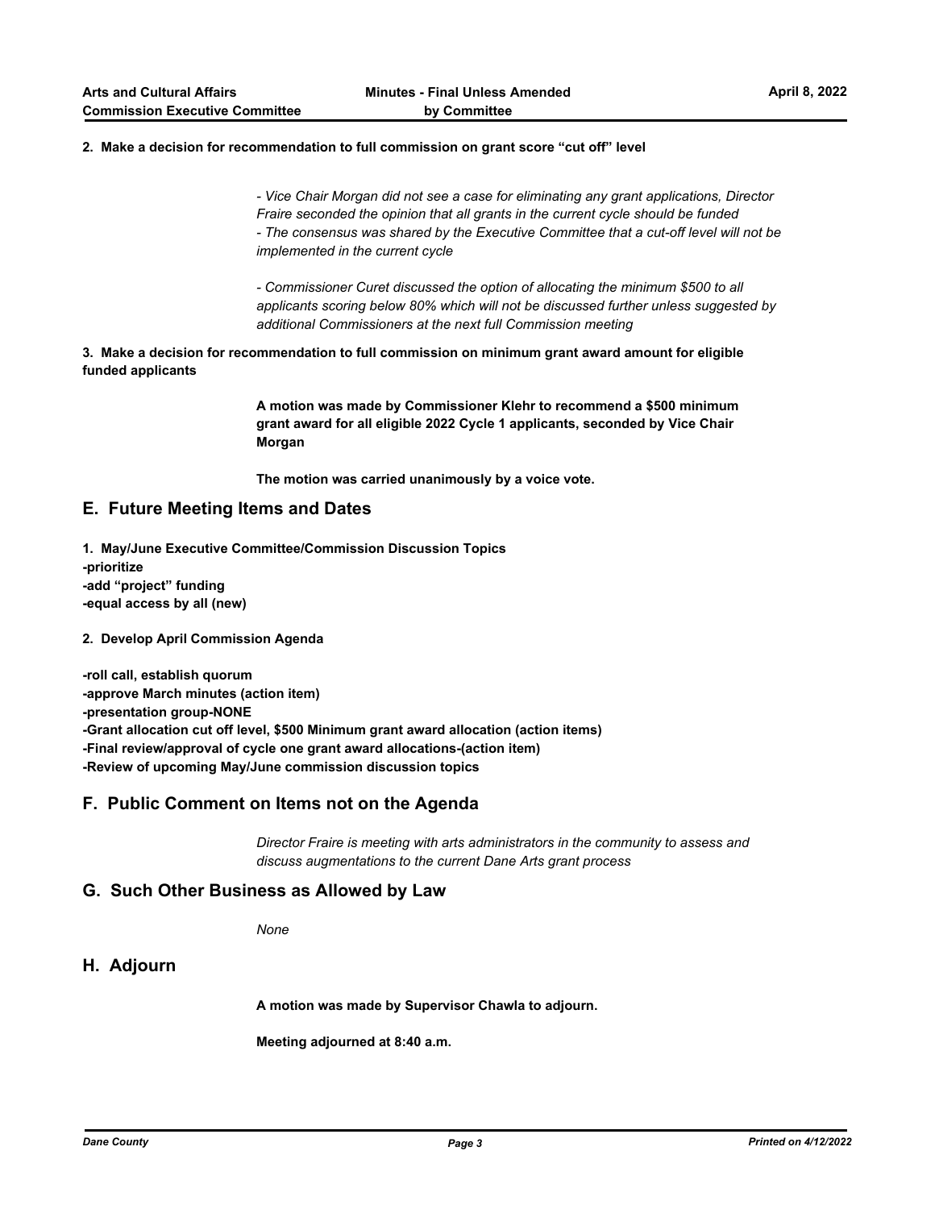**2. Make a decision for recommendation to full commission on grant score "cut off" level**

*- Vice Chair Morgan did not see a case for eliminating any grant applications, Director Fraire seconded the opinion that all grants in the current cycle should be funded*
*- The consensus was shared by the Executive Committee that a cut-off level will not be implemented in the current cycle*

*- Commissioner Curet discussed the option of allocating the minimum $500 to all applicants scoring below 80% which will not be discussed further unless suggested by additional Commissioners at the next full Commission meeting*

**3. Make a decision for recommendation to full commission on minimum grant award amount for eligible funded applicants**

**A motion was made by Commissioner Klehr to recommend a $500 minimum grant award for all eligible 2022 Cycle 1 applicants, seconded by Vice Chair Morgan**

**The motion was carried unanimously by a voice vote.**

## E. Future Meeting Items and Dates

**1. May/June Executive Committee/Commission Discussion Topics**
**-prioritize**
**-add "project" funding**
**-equal access by all (new)**

**2. Develop April Commission Agenda**

**-roll call, establish quorum**
**-approve March minutes (action item)**
**-presentation group-NONE**
**-Grant allocation cut off level, $500 Minimum grant award allocation (action items)**
**-Final review/approval of cycle one grant award allocations-(action item)**
**-Review of upcoming May/June commission discussion topics**

## F. Public Comment on Items not on the Agenda

*Director Fraire is meeting with arts administrators in the community to assess and discuss augmentations to the current Dane Arts grant process*

## G. Such Other Business as Allowed by Law

*None*

## H. Adjourn

**A motion was made by Supervisor Chawla to adjourn.**

**Meeting adjourned at 8:40 a.m.**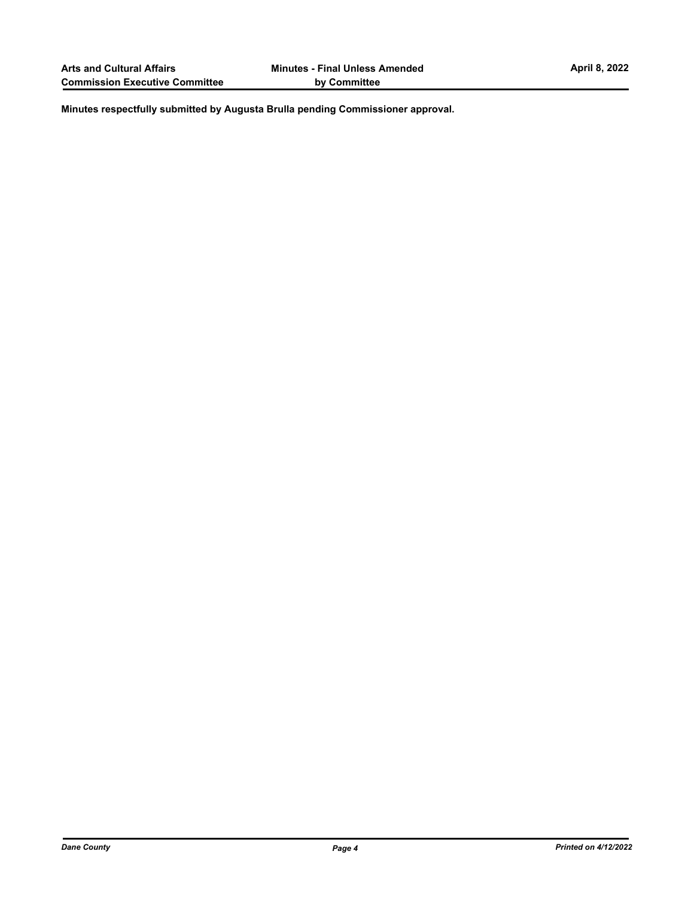**Minutes respectfully submitted by Augusta Brulla pending Commissioner approval.**